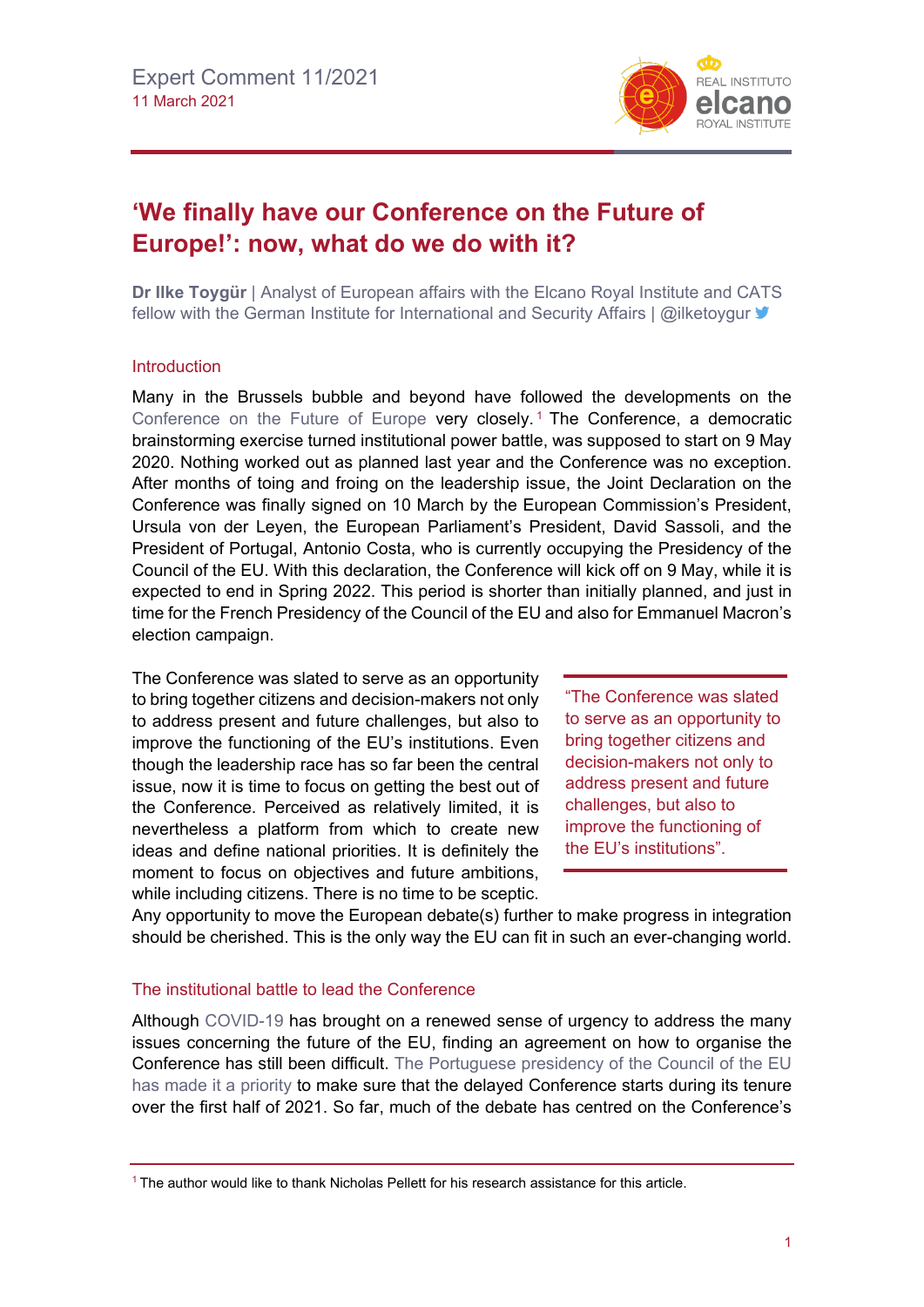Expert Comment 11/2021
11 March 2021

# 'We finally have our Conference on the Future of Europe!': now, what do we do with it?

**Dr Ilke Toygür** | Analyst of European affairs with the Elcano Royal Institute and CATS fellow with the German Institute for International and Security Affairs | @ilketoygur

## Introduction

Many in the Brussels bubble and beyond have followed the developments on the Conference on the Future of Europe very closely.[1] The Conference, a democratic brainstorming exercise turned institutional power battle, was supposed to start on 9 May 2020. Nothing worked out as planned last year and the Conference was no exception. After months of toing and froing on the leadership issue, the Joint Declaration on the Conference was finally signed on 10 March by the European Commission's President, Ursula von der Leyen, the European Parliament's President, David Sassoli, and the President of Portugal, Antonio Costa, who is currently occupying the Presidency of the Council of the EU. With this declaration, the Conference will kick off on 9 May, while it is expected to end in Spring 2022. This period is shorter than initially planned, and just in time for the French Presidency of the Council of the EU and also for Emmanuel Macron's election campaign.

The Conference was slated to serve as an opportunity to bring together citizens and decision-makers not only to address present and future challenges, but also to improve the functioning of the EU's institutions. Even though the leadership race has so far been the central issue, now it is time to focus on getting the best out of the Conference. Perceived as relatively limited, it is nevertheless a platform from which to create new ideas and define national priorities. It is definitely the moment to focus on objectives and future ambitions, while including citizens. There is no time to be sceptic. Any opportunity to move the European debate(s) further to make progress in integration should be cherished. This is the only way the EU can fit in such an ever-changing world.

> "The Conference was slated to serve as an opportunity to bring together citizens and decision-makers not only to address present and future challenges, but also to improve the functioning of the EU's institutions".

## The institutional battle to lead the Conference

Although COVID-19 has brought on a renewed sense of urgency to address the many issues concerning the future of the EU, finding an agreement on how to organise the Conference has still been difficult. The Portuguese presidency of the Council of the EU has made it a priority to make sure that the delayed Conference starts during its tenure over the first half of 2021. So far, much of the debate has centred on the Conference's

[1] The author would like to thank Nicholas Pellett for his research assistance for this article.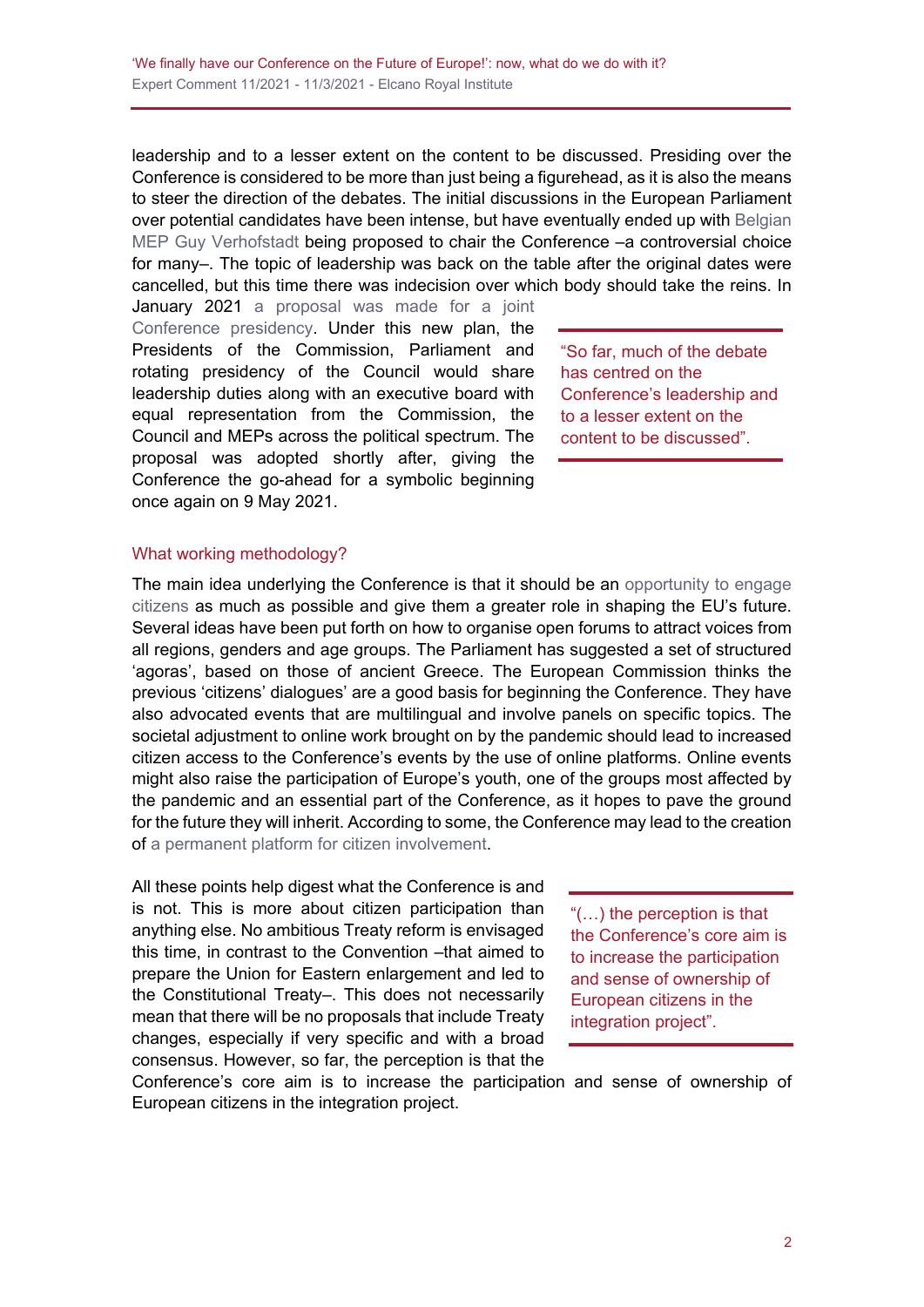leadership and to a lesser extent on the content to be discussed. Presiding over the Conference is considered to be more than just being a figurehead, as it is also the means to steer the direction of the debates. The initial discussions in the European Parliament over potential candidates have been intense, but have eventually ended up with Belgian MEP Guy Verhofstadt being proposed to chair the Conference –a controversial choice for many–. The topic of leadership was back on the table after the original dates were cancelled, but this time there was indecision over which body should take the reins. In January 2021 a proposal was made for a joint Conference presidency. Under this new plan, the Presidents of the Commission, Parliament and rotating presidency of the Council would share leadership duties along with an executive board with equal representation from the Commission, the Council and MEPs across the political spectrum. The proposal was adopted shortly after, giving the Conference the go-ahead for a symbolic beginning once again on 9 May 2021.

> "So far, much of the debate has centred on the Conference's leadership and to a lesser extent on the content to be discussed".

## What working methodology?

The main idea underlying the Conference is that it should be an opportunity to engage citizens as much as possible and give them a greater role in shaping the EU's future. Several ideas have been put forth on how to organise open forums to attract voices from all regions, genders and age groups. The Parliament has suggested a set of structured 'agoras', based on those of ancient Greece. The European Commission thinks the previous 'citizens' dialogues' are a good basis for beginning the Conference. They have also advocated events that are multilingual and involve panels on specific topics. The societal adjustment to online work brought on by the pandemic should lead to increased citizen access to the Conference's events by the use of online platforms. Online events might also raise the participation of Europe's youth, one of the groups most affected by the pandemic and an essential part of the Conference, as it hopes to pave the ground for the future they will inherit. According to some, the Conference may lead to the creation of a permanent platform for citizen involvement.

All these points help digest what the Conference is and is not. This is more about citizen participation than anything else. No ambitious Treaty reform is envisaged this time, in contrast to the Convention –that aimed to prepare the Union for Eastern enlargement and led to the Constitutional Treaty–. This does not necessarily mean that there will be no proposals that include Treaty changes, especially if very specific and with a broad consensus. However, so far, the perception is that the Conference's core aim is to increase the participation and sense of ownership of European citizens in the integration project.

> "(…) the perception is that the Conference's core aim is to increase the participation and sense of ownership of European citizens in the integration project".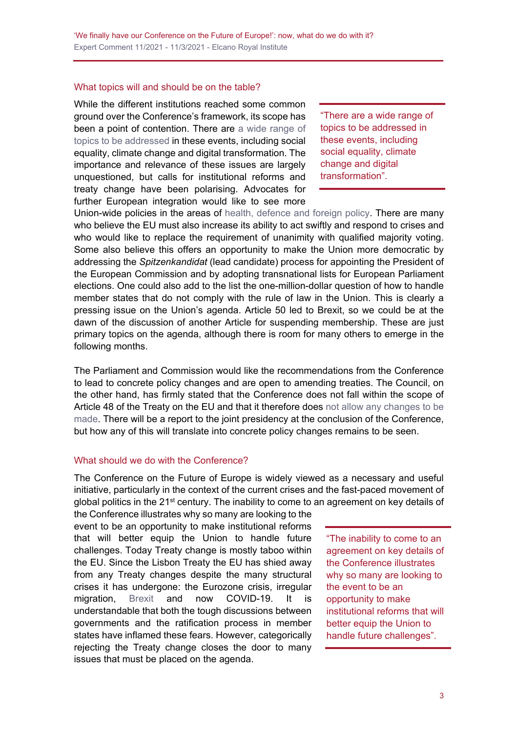## What topics will and should be on the table?

While the different institutions reached some common ground over the Conference's framework, its scope has been a point of contention. There are a wide range of topics to be addressed in these events, including social equality, climate change and digital transformation. The importance and relevance of these issues are largely unquestioned, but calls for institutional reforms and treaty change have been polarising. Advocates for further European integration would like to see more Union-wide policies in the areas of health, defence and foreign policy. There are many who believe the EU must also increase its ability to act swiftly and respond to crises and who would like to replace the requirement of unanimity with qualified majority voting. Some also believe this offers an opportunity to make the Union more democratic by addressing the *Spitzenkandidat* (lead candidate) process for appointing the President of the European Commission and by adopting transnational lists for European Parliament elections. One could also add to the list the one-million-dollar question of how to handle member states that do not comply with the rule of law in the Union. This is clearly a pressing issue on the Union's agenda. Article 50 led to Brexit, so we could be at the dawn of the discussion of another Article for suspending membership. These are just primary topics on the agenda, although there is room for many others to emerge in the following months.

> "There are a wide range of topics to be addressed in these events, including social equality, climate change and digital transformation".

The Parliament and Commission would like the recommendations from the Conference to lead to concrete policy changes and are open to amending treaties. The Council, on the other hand, has firmly stated that the Conference does not fall within the scope of Article 48 of the Treaty on the EU and that it therefore does not allow any changes to be made. There will be a report to the joint presidency at the conclusion of the Conference, but how any of this will translate into concrete policy changes remains to be seen.

## What should we do with the Conference?

The Conference on the Future of Europe is widely viewed as a necessary and useful initiative, particularly in the context of the current crises and the fast-paced movement of global politics in the 21st century. The inability to come to an agreement on key details of the Conference illustrates why so many are looking to the event to be an opportunity to make institutional reforms that will better equip the Union to handle future challenges. Today Treaty change is mostly taboo within the EU. Since the Lisbon Treaty the EU has shied away from any Treaty changes despite the many structural crises it has undergone: the Eurozone crisis, irregular migration, Brexit and now COVID-19. It is understandable that both the tough discussions between governments and the ratification process in member states have inflamed these fears. However, categorically rejecting the Treaty change closes the door to many issues that must be placed on the agenda.

> "The inability to come to an agreement on key details of the Conference illustrates why so many are looking to the event to be an opportunity to make institutional reforms that will better equip the Union to handle future challenges".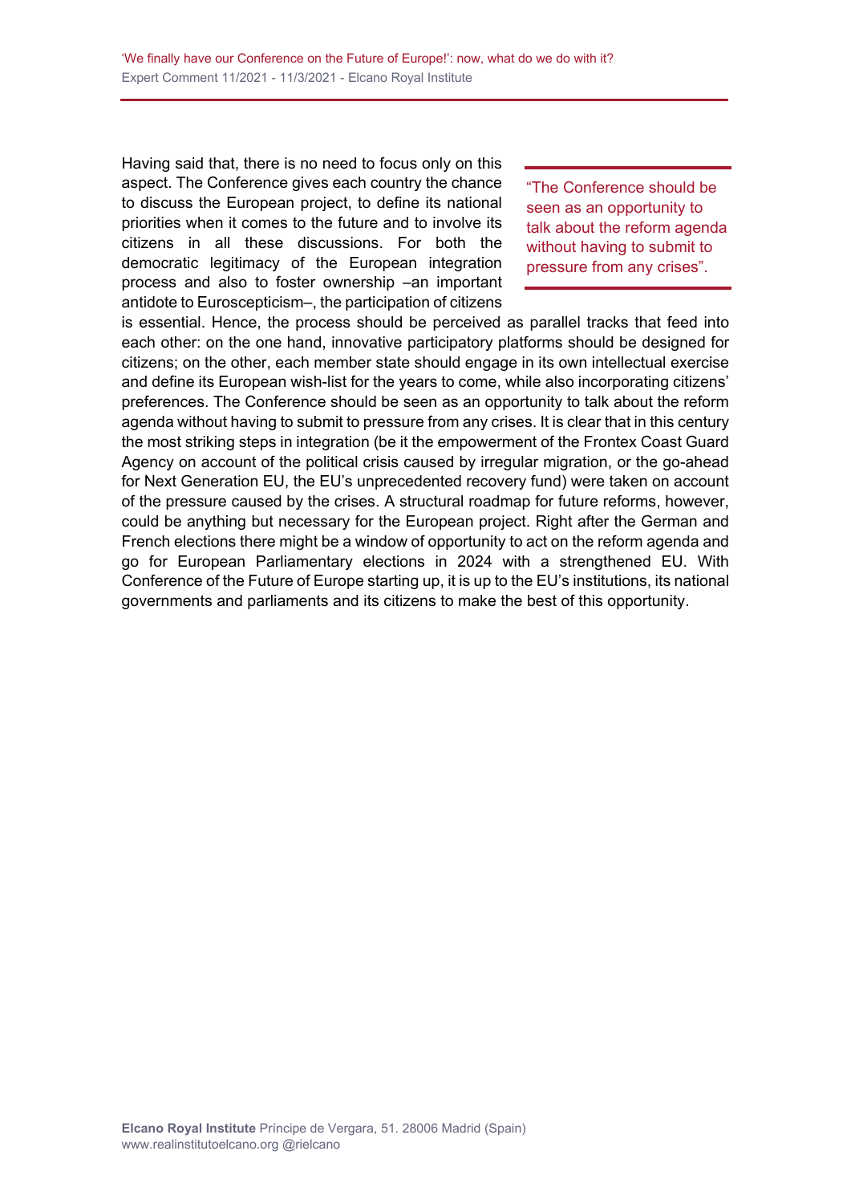Having said that, there is no need to focus only on this aspect. The Conference gives each country the chance to discuss the European project, to define its national priorities when it comes to the future and to involve its citizens in all these discussions. For both the democratic legitimacy of the European integration process and also to foster ownership –an important antidote to Euroscepticism–, the participation of citizens is essential. Hence, the process should be perceived as parallel tracks that feed into each other: on the one hand, innovative participatory platforms should be designed for citizens; on the other, each member state should engage in its own intellectual exercise and define its European wish-list for the years to come, while also incorporating citizens' preferences. The Conference should be seen as an opportunity to talk about the reform agenda without having to submit to pressure from any crises. It is clear that in this century the most striking steps in integration (be it the empowerment of the Frontex Coast Guard Agency on account of the political crisis caused by irregular migration, or the go-ahead for Next Generation EU, the EU's unprecedented recovery fund) were taken on account of the pressure caused by the crises. A structural roadmap for future reforms, however, could be anything but necessary for the European project. Right after the German and French elections there might be a window of opportunity to act on the reform agenda and go for European Parliamentary elections in 2024 with a strengthened EU. With Conference of the Future of Europe starting up, it is up to the EU's institutions, its national governments and parliaments and its citizens to make the best of this opportunity.

> "The Conference should be seen as an opportunity to talk about the reform agenda without having to submit to pressure from any crises".